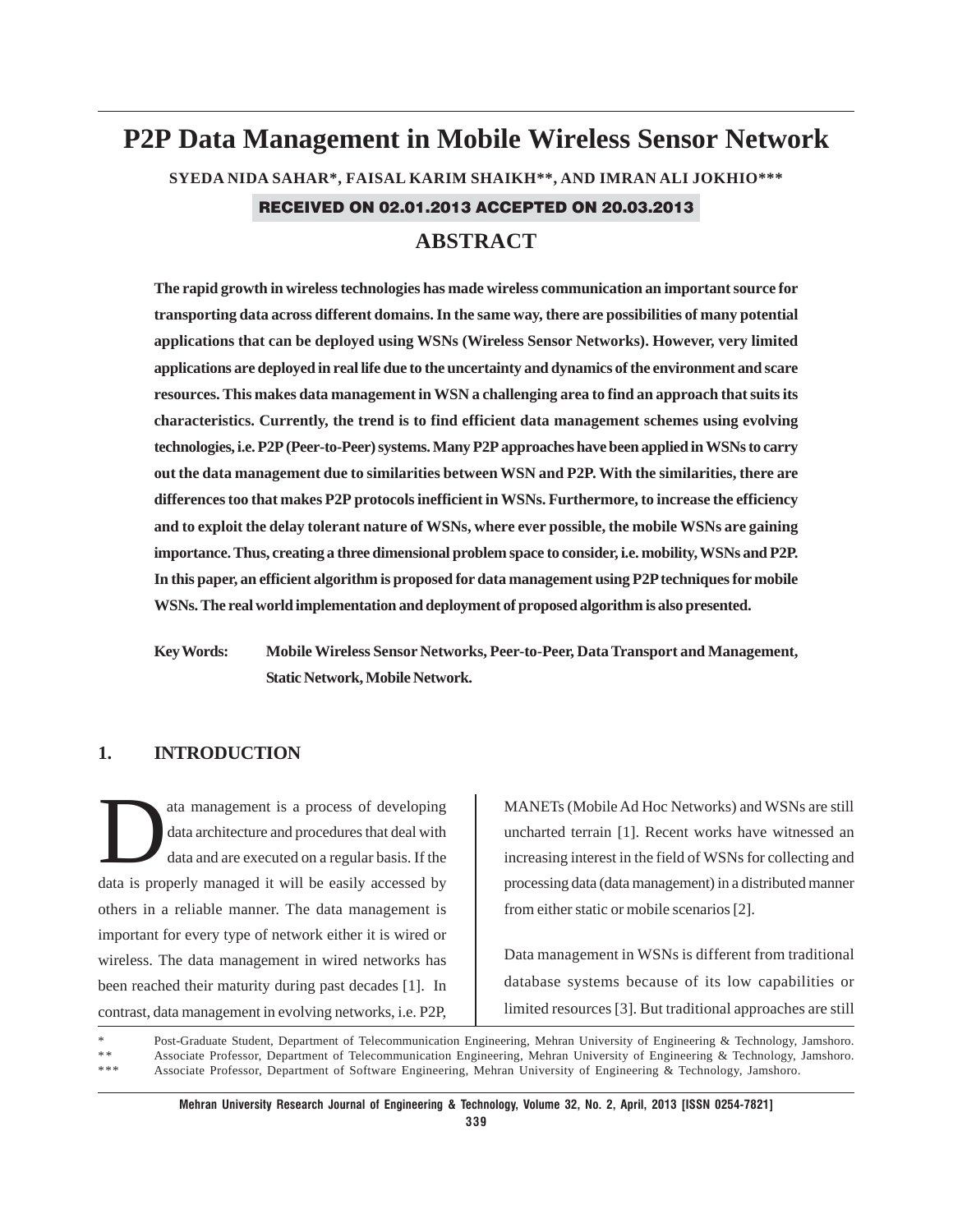# P2P Data Management in Mobile Wireless Sensor Network

**SYEDA NIDA SAHAR\*, FAISAL KARIM SHAIKH\*\*, AND IMRAN ALI JOKHIO\*\*\***

**RECEIVED ON 02.01.2013 ACCEPTED ON 20.03.2013**

## ABSTRACT

**The rapid growth in wireless technologies has made wireless communication an important source for transporting data across different domains. In the same way, there are possibilities of many potential applications that can be deployed using WSNs (Wireless Sensor Networks). However, very limited applications are deployed in real life due to the uncertainty and dynamics of the environment and scare resources. This makes data management in WSN a challenging area to find an approach that suits its characteristics. Currently, the trend is to find efficient data management schemes using evolving technologies, i.e. P2P (Peer-to-Peer) systems. Many P2P approaches have been applied in WSNs to carry out the data management due to similarities between WSN and P2P. With the similarities, there are differences too that makes P2P protocols inefficient in WSNs. Furthermore, to increase the efficiency and to exploit the delay tolerant nature of WSNs, where ever possible, the mobile WSNs are gaining importance. Thus, creating a three dimensional problem space to consider, i.e. mobility, WSNs and P2P. In this paper, an efficient algorithm is proposed for data management using P2P techniques for mobile WSNs. The real world implementation and deployment of proposed algorithm is also presented.**

**Key Words:** **Mobile Wireless Sensor Networks, Peer-to-Peer, Data Transport and Management, Static Network, Mobile Network.**

## 1. INTRODUCTION

Data management is a process of developing data architecture and procedures that deal with data and are executed on a regular basis. If the data is properly managed it will be easily accessed by others in a reliable manner. The data management is important for every type of network either it is wired or wireless. The data management in wired networks has been reached their maturity during past decades [1]. In contrast, data management in evolving networks, i.e. P2P, MANETs (Mobile Ad Hoc Networks) and WSNs are still uncharted terrain [1]. Recent works have witnessed an increasing interest in the field of WSNs for collecting and processing data (data management) in a distributed manner from either static or mobile scenarios [2].

Data management in WSNs is different from traditional database systems because of its low capabilities or limited resources [3]. But traditional approaches are still

\* Post-Graduate Student, Department of Telecommunication Engineering, Mehran University of Engineering & Technology, Jamshoro.
\*\* Associate Professor, Department of Telecommunication Engineering, Mehran University of Engineering & Technology, Jamshoro.
\*\*\* Associate Professor, Department of Software Engineering, Mehran University of Engineering & Technology, Jamshoro.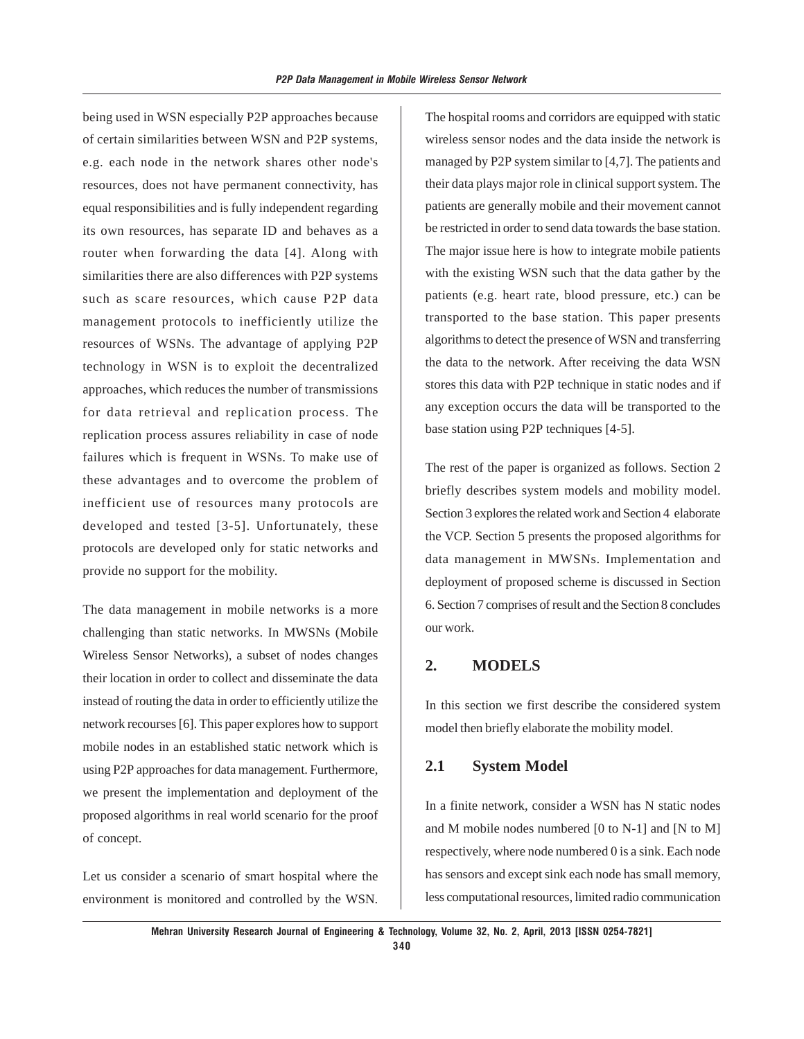being used in WSN especially P2P approaches because of certain similarities between WSN and P2P systems, e.g. each node in the network shares other node's resources, does not have permanent connectivity, has equal responsibilities and is fully independent regarding its own resources, has separate ID and behaves as a router when forwarding the data [4]. Along with similarities there are also differences with P2P systems such as scare resources, which cause P2P data management protocols to inefficiently utilize the resources of WSNs. The advantage of applying P2P technology in WSN is to exploit the decentralized approaches, which reduces the number of transmissions for data retrieval and replication process. The replication process assures reliability in case of node failures which is frequent in WSNs. To make use of these advantages and to overcome the problem of inefficient use of resources many protocols are developed and tested [3-5]. Unfortunately, these protocols are developed only for static networks and provide no support for the mobility.

The data management in mobile networks is a more challenging than static networks. In MWSNs (Mobile Wireless Sensor Networks), a subset of nodes changes their location in order to collect and disseminate the data instead of routing the data in order to efficiently utilize the network recourses [6]. This paper explores how to support mobile nodes in an established static network which is using P2P approaches for data management. Furthermore, we present the implementation and deployment of the proposed algorithms in real world scenario for the proof of concept.

Let us consider a scenario of smart hospital where the environment is monitored and controlled by the WSN. The hospital rooms and corridors are equipped with static wireless sensor nodes and the data inside the network is managed by P2P system similar to [4,7]. The patients and their data plays major role in clinical support system. The patients are generally mobile and their movement cannot be restricted in order to send data towards the base station. The major issue here is how to integrate mobile patients with the existing WSN such that the data gather by the patients (e.g. heart rate, blood pressure, etc.) can be transported to the base station. This paper presents algorithms to detect the presence of WSN and transferring the data to the network. After receiving the data WSN stores this data with P2P technique in static nodes and if any exception occurs the data will be transported to the base station using P2P techniques [4-5].

The rest of the paper is organized as follows. Section 2 briefly describes system models and mobility model. Section 3 explores the related work and Section 4 elaborate the VCP. Section 5 presents the proposed algorithms for data management in MWSNs. Implementation and deployment of proposed scheme is discussed in Section 6. Section 7 comprises of result and the Section 8 concludes our work.

## 2. MODELS

In this section we first describe the considered system model then briefly elaborate the mobility model.

### 2.1 System Model

In a finite network, consider a WSN has N static nodes and M mobile nodes numbered [0 to N-1] and [N to M] respectively, where node numbered 0 is a sink. Each node has sensors and except sink each node has small memory, less computational resources, limited radio communication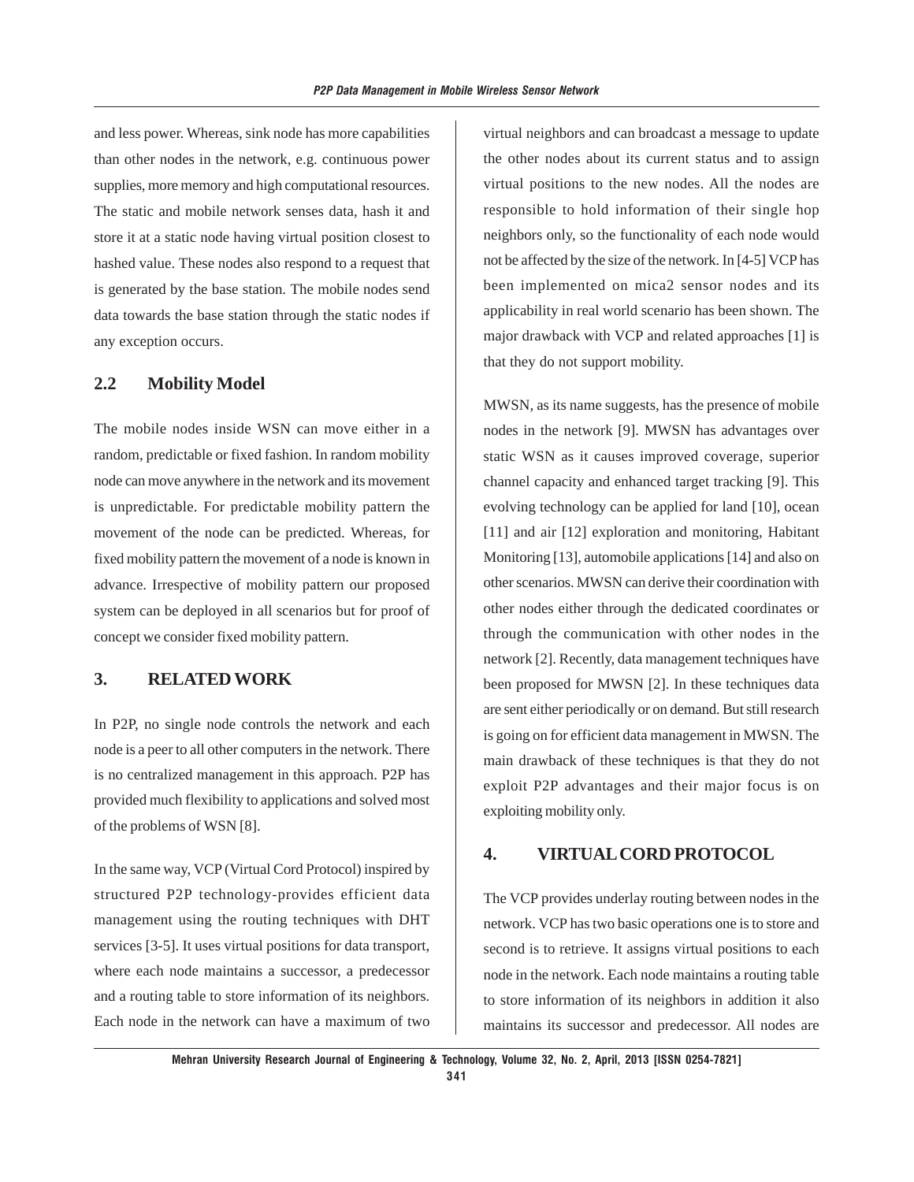and less power. Whereas, sink node has more capabilities than other nodes in the network, e.g. continuous power supplies, more memory and high computational resources. The static and mobile network senses data, hash it and store it at a static node having virtual position closest to hashed value. These nodes also respond to a request that is generated by the base station. The mobile nodes send data towards the base station through the static nodes if any exception occurs.

## 2.2 Mobility Model

The mobile nodes inside WSN can move either in a random, predictable or fixed fashion. In random mobility node can move anywhere in the network and its movement is unpredictable. For predictable mobility pattern the movement of the node can be predicted. Whereas, for fixed mobility pattern the movement of a node is known in advance. Irrespective of mobility pattern our proposed system can be deployed in all scenarios but for proof of concept we consider fixed mobility pattern.

# 3. RELATED WORK

In P2P, no single node controls the network and each node is a peer to all other computers in the network. There is no centralized management in this approach. P2P has provided much flexibility to applications and solved most of the problems of WSN [8].

In the same way, VCP (Virtual Cord Protocol) inspired by structured P2P technology-provides efficient data management using the routing techniques with DHT services [3-5]. It uses virtual positions for data transport, where each node maintains a successor, a predecessor and a routing table to store information of its neighbors. Each node in the network can have a maximum of two virtual neighbors and can broadcast a message to update the other nodes about its current status and to assign virtual positions to the new nodes. All the nodes are responsible to hold information of their single hop neighbors only, so the functionality of each node would not be affected by the size of the network. In [4-5] VCP has been implemented on mica2 sensor nodes and its applicability in real world scenario has been shown. The major drawback with VCP and related approaches [1] is that they do not support mobility.

MWSN, as its name suggests, has the presence of mobile nodes in the network [9]. MWSN has advantages over static WSN as it causes improved coverage, superior channel capacity and enhanced target tracking [9]. This evolving technology can be applied for land [10], ocean [11] and air [12] exploration and monitoring, Habitant Monitoring [13], automobile applications [14] and also on other scenarios. MWSN can derive their coordination with other nodes either through the dedicated coordinates or through the communication with other nodes in the network [2]. Recently, data management techniques have been proposed for MWSN [2]. In these techniques data are sent either periodically or on demand. But still research is going on for efficient data management in MWSN. The main drawback of these techniques is that they do not exploit P2P advantages and their major focus is on exploiting mobility only.

# 4. VIRTUAL CORD PROTOCOL

The VCP provides underlay routing between nodes in the network. VCP has two basic operations one is to store and second is to retrieve. It assigns virtual positions to each node in the network. Each node maintains a routing table to store information of its neighbors in addition it also maintains its successor and predecessor. All nodes are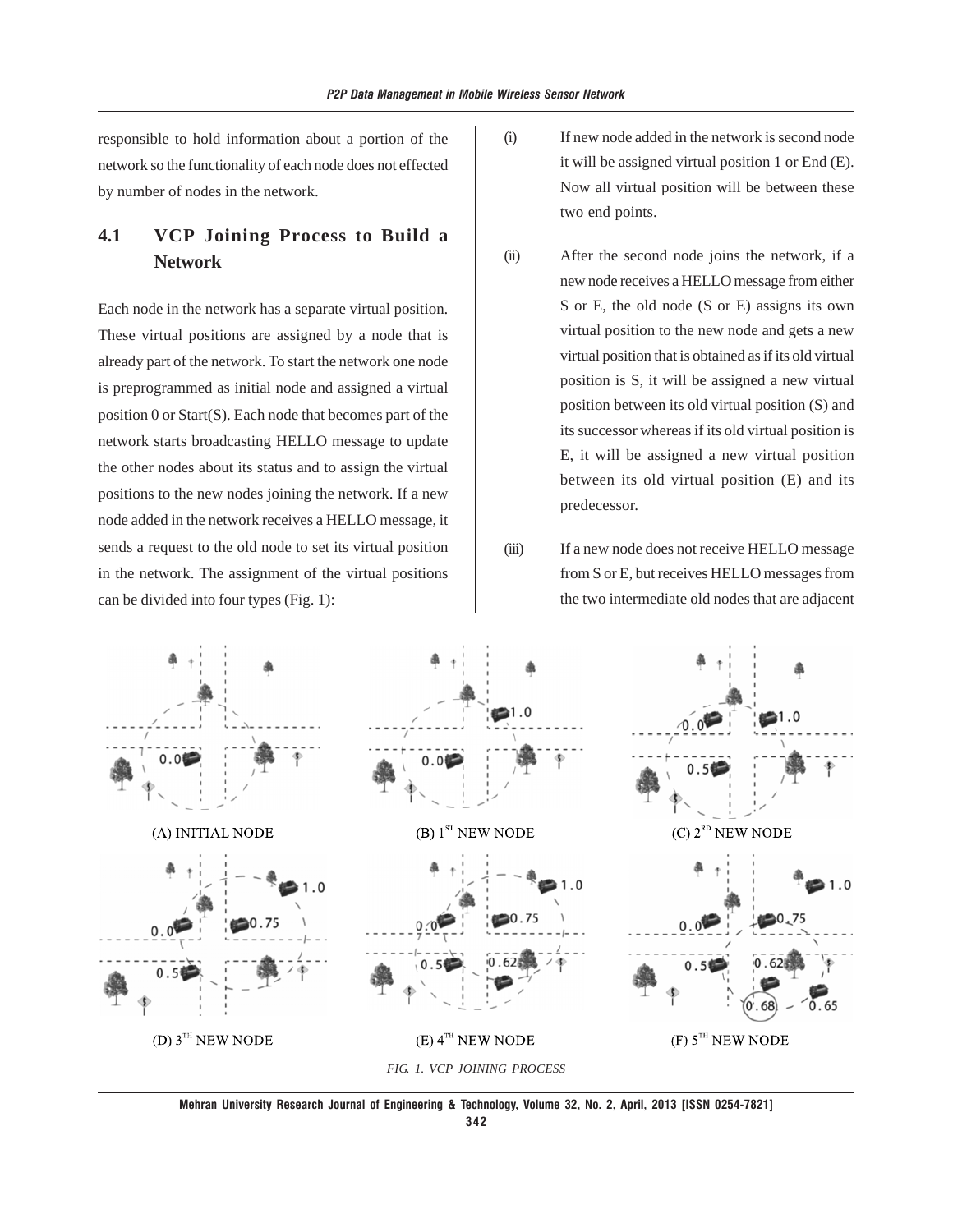responsible to hold information about a portion of the network so the functionality of each node does not effected by number of nodes in the network.

## 4.1 VCP Joining Process to Build a Network

Each node in the network has a separate virtual position. These virtual positions are assigned by a node that is already part of the network. To start the network one node is preprogrammed as initial node and assigned a virtual position 0 or Start(S). Each node that becomes part of the network starts broadcasting HELLO message to update the other nodes about its status and to assign the virtual positions to the new nodes joining the network. If a new node added in the network receives a HELLO message, it sends a request to the old node to set its virtual position in the network. The assignment of the virtual positions can be divided into four types (Fig. 1):

(i) If new node added in the network is second node it will be assigned virtual position 1 or End (E). Now all virtual position will be between these two end points.

(ii) After the second node joins the network, if a new node receives a HELLO message from either S or E, the old node (S or E) assigns its own virtual position to the new node and gets a new virtual position that is obtained as if its old virtual position is S, it will be assigned a new virtual position between its old virtual position (S) and its successor whereas if its old virtual position is E, it will be assigned a new virtual position between its old virtual position (E) and its predecessor.

(iii) If a new node does not receive HELLO message from S or E, but receives HELLO messages from the two intermediate old nodes that are adjacent

(A) INITIAL NODE

(B) 1[ST] NEW NODE

(C) 2[RD] NEW NODE

(D) 3[TH] NEW NODE

(E) 4[TH] NEW NODE

(F) 5[TH] NEW NODE

*FIG. 1. VCP JOINING PROCESS*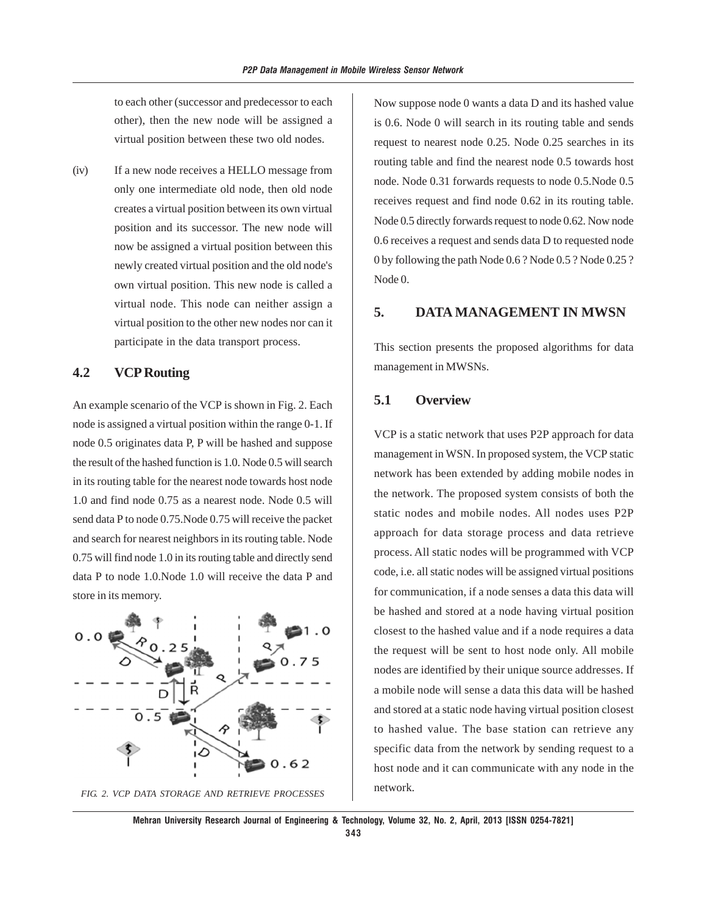to each other (successor and predecessor to each other), then the new node will be assigned a virtual position between these two old nodes.

(iv) If a new node receives a HELLO message from only one intermediate old node, then old node creates a virtual position between its own virtual position and its successor. The new node will now be assigned a virtual position between this newly created virtual position and the old node's own virtual position. This new node is called a virtual node. This node can neither assign a virtual position to the other new nodes nor can it participate in the data transport process.

## 4.2 VCP Routing

An example scenario of the VCP is shown in Fig. 2. Each node is assigned a virtual position within the range 0-1. If node 0.5 originates data P, P will be hashed and suppose the result of the hashed function is 1.0. Node 0.5 will search in its routing table for the nearest node towards host node 1.0 and find node 0.75 as a nearest node. Node 0.5 will send data P to node 0.75.Node 0.75 will receive the packet and search for nearest neighbors in its routing table. Node 0.75 will find node 1.0 in its routing table and directly send data P to node 1.0.Node 1.0 will receive the data P and store in its memory.

*FIG. 2. VCP DATA STORAGE AND RETRIEVE PROCESSES*

Now suppose node 0 wants a data D and its hashed value is 0.6. Node 0 will search in its routing table and sends request to nearest node 0.25. Node 0.25 searches in its routing table and find the nearest node 0.5 towards host node. Node 0.31 forwards requests to node 0.5.Node 0.5 receives request and find node 0.62 in its routing table. Node 0.5 directly forwards request to node 0.62. Now node 0.6 receives a request and sends data D to requested node 0 by following the path Node 0.6 ? Node 0.5 ? Node 0.25 ? Node 0.

# 5. DATA MANAGEMENT IN MWSN

This section presents the proposed algorithms for data management in MWSNs.

## 5.1 Overview

VCP is a static network that uses P2P approach for data management in WSN. In proposed system, the VCP static network has been extended by adding mobile nodes in the network. The proposed system consists of both the static nodes and mobile nodes. All nodes uses P2P approach for data storage process and data retrieve process. All static nodes will be programmed with VCP code, i.e. all static nodes will be assigned virtual positions for communication, if a node senses a data this data will be hashed and stored at a node having virtual position closest to the hashed value and if a node requires a data the request will be sent to host node only. All mobile nodes are identified by their unique source addresses. If a mobile node will sense a data this data will be hashed and stored at a static node having virtual position closest to hashed value. The base station can retrieve any specific data from the network by sending request to a host node and it can communicate with any node in the network.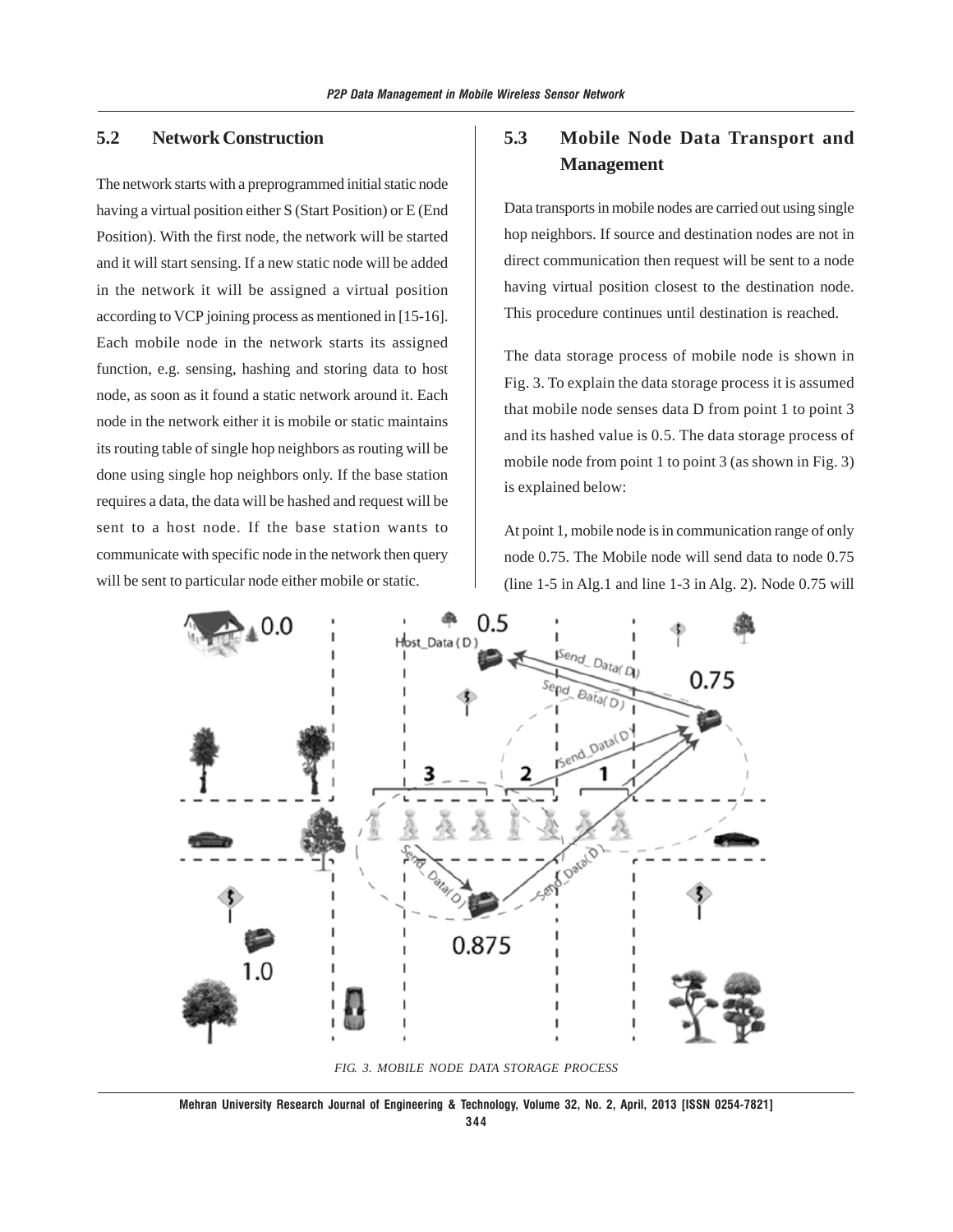## 5.2 Network Construction

The network starts with a preprogrammed initial static node having a virtual position either S (Start Position) or E (End Position). With the first node, the network will be started and it will start sensing. If a new static node will be added in the network it will be assigned a virtual position according to VCP joining process as mentioned in [15-16]. Each mobile node in the network starts its assigned function, e.g. sensing, hashing and storing data to host node, as soon as it found a static network around it. Each node in the network either it is mobile or static maintains its routing table of single hop neighbors as routing will be done using single hop neighbors only. If the base station requires a data, the data will be hashed and request will be sent to a host node. If the base station wants to communicate with specific node in the network then query will be sent to particular node either mobile or static.

## 5.3 Mobile Node Data Transport and Management

Data transports in mobile nodes are carried out using single hop neighbors. If source and destination nodes are not in direct communication then request will be sent to a node having virtual position closest to the destination node. This procedure continues until destination is reached.

The data storage process of mobile node is shown in Fig. 3. To explain the data storage process it is assumed that mobile node senses data D from point 1 to point 3 and its hashed value is 0.5. The data storage process of mobile node from point 1 to point 3 (as shown in Fig. 3) is explained below:

At point 1, mobile node is in communication range of only node 0.75. The Mobile node will send data to node 0.75 (line 1-5 in Alg.1 and line 1-3 in Alg. 2). Node 0.75 will

FIG. 3. MOBILE NODE DATA STORAGE PROCESS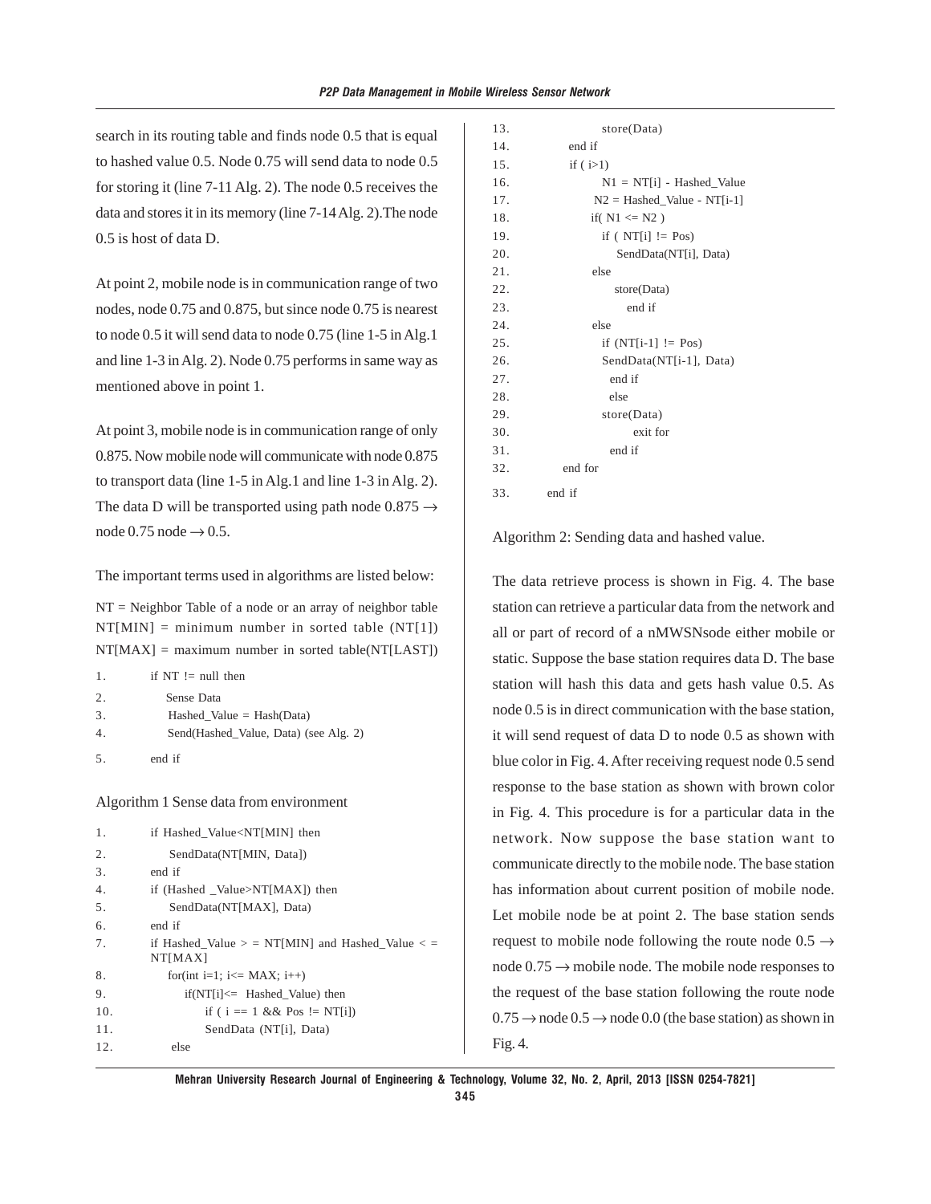search in its routing table and finds node 0.5 that is equal to hashed value 0.5. Node 0.75 will send data to node 0.5 for storing it (line 7-11 Alg. 2). The node 0.5 receives the data and stores it in its memory (line 7-14 Alg. 2).The node 0.5 is host of data D.

At point 2, mobile node is in communication range of two nodes, node 0.75 and 0.875, but since node 0.75 is nearest to node 0.5 it will send data to node 0.75 (line 1-5 in Alg.1 and line 1-3 in Alg. 2). Node 0.75 performs in same way as mentioned above in point 1.

At point 3, mobile node is in communication range of only 0.875. Now mobile node will communicate with node 0.875 to transport data (line 1-5 in Alg.1 and line 1-3 in Alg. 2). The data D will be transported using path node 0.875 $\rightarrow$ node 0.75 node $\rightarrow$ 0.5.

The important terms used in algorithms are listed below:

NT = Neighbor Table of a node or an array of neighbor table
NT[MIN] = minimum number in sorted table (NT[1])
NT[MAX] = maximum number in sorted table(NT[LAST])

```
1.    if NT != null then
2.        Sense Data
3.        Hashed_Value = Hash(Data)
4.        Send(Hashed_Value, Data) (see Alg. 2)
5.    end if
```

Algorithm 1 Sense data from environment

```
1.    if Hashed_Value<NT[MIN] then
2.        SendData(NT[MIN, Data])
3.    end if
4.    if (Hashed _Value>NT[MAX]) then
5.        SendData(NT[MAX], Data)
6.    end if
7.    if Hashed_Value > = NT[MIN] and Hashed_Value < = NT[MAX]
8.        for(int i=1; i<= MAX; i++)
9.            if(NT[i]<=  Hashed_Value) then
10.               if ( i == 1 && Pos != NT[i])
11.               SendData (NT[i], Data)
12.       else
13.               store(Data)
14.           end if
15.           if ( i>1)
16.               N1 = NT[i] - Hashed_Value
17.               N2 = Hashed_Value - NT[i-1]
18.               if( N1 <= N2 )
19.                   if ( NT[i] != Pos)
20.                       SendData(NT[i], Data)
21.               else
22.                   store(Data)
23.                       end if
24.               else
25.                   if (NT[i-1] != Pos)
26.                   SendData(NT[i-1], Data)
27.                   end if
28.                   else
29.                   store(Data)
30.                           exit for
31.                   end if
32.       end for
33.   end if
```

Algorithm 2: Sending data and hashed value.

The data retrieve process is shown in Fig. 4. The base station can retrieve a particular data from the network and all or part of record of a nMWSNsode either mobile or static. Suppose the base station requires data D. The base station will hash this data and gets hash value 0.5. As node 0.5 is in direct communication with the base station, it will send request of data D to node 0.5 as shown with blue color in Fig. 4. After receiving request node 0.5 send response to the base station as shown with brown color in Fig. 4. This procedure is for a particular data in the network. Now suppose the base station want to communicate directly to the mobile node. The base station has information about current position of mobile node. Let mobile node be at point 2. The base station sends request to mobile node following the route node 0.5 $\rightarrow$ node 0.75 $\rightarrow$ mobile node. The mobile node responses to the request of the base station following the route node 0.75 $\rightarrow$ node 0.5 $\rightarrow$ node 0.0 (the base station) as shown in Fig. 4.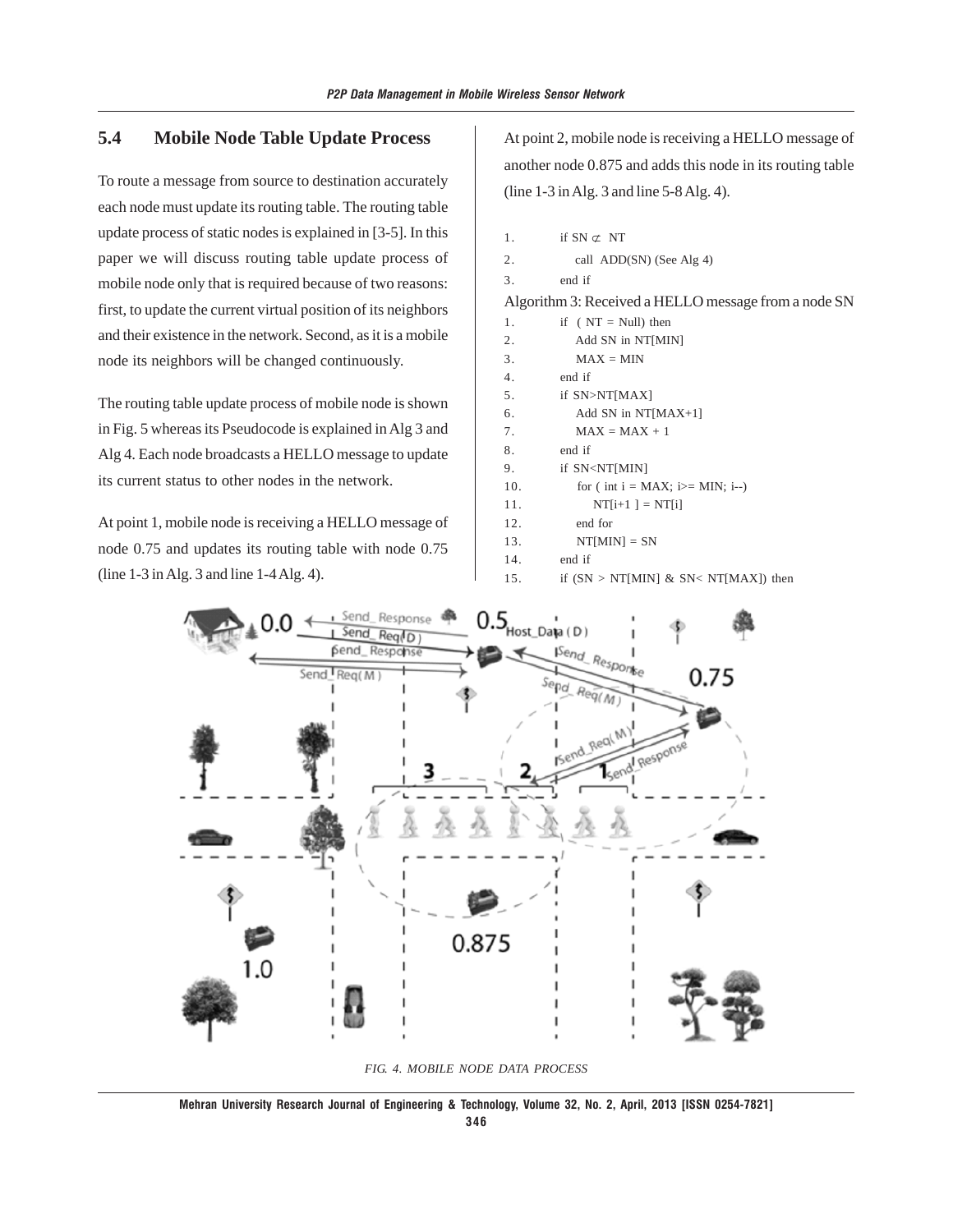## 5.4 Mobile Node Table Update Process

To route a message from source to destination accurately each node must update its routing table. The routing table update process of static nodes is explained in [3-5]. In this paper we will discuss routing table update process of mobile node only that is required because of two reasons: first, to update the current virtual position of its neighbors and their existence in the network. Second, as it is a mobile node its neighbors will be changed continuously.

The routing table update process of mobile node is shown in Fig. 5 whereas its Pseudocode is explained in Alg 3 and Alg 4. Each node broadcasts a HELLO message to update its current status to other nodes in the network.

At point 1, mobile node is receiving a HELLO message of node 0.75 and updates its routing table with node 0.75 (line 1-3 in Alg. 3 and line 1-4 Alg. 4).

At point 2, mobile node is receiving a HELLO message of another node 0.875 and adds this node in its routing table (line 1-3 in Alg. 3 and line 5-8 Alg. 4).

```
1.    if SN ⊄ NT
2.       call ADD(SN) (See Alg 4)
3.    end if
```

Algorithm 3: Received a HELLO message from a node SN

```
1.    if ( NT = Null) then
2.       Add SN in NT[MIN]
3.       MAX = MIN
4.    end if
5.    if SN>NT[MAX]
6.       Add SN in NT[MAX+1]
7.       MAX = MAX + 1
8.    end if
9.    if SN<NT[MIN]
10.      for ( int i = MAX; i>= MIN; i--)
11.         NT[i+1 ] = NT[i]
12.      end for
13.      NT[MIN] = SN
14.   end if
15.   if (SN > NT[MIN] & SN< NT[MAX]) then
```

FIG. 4. MOBILE NODE DATA PROCESS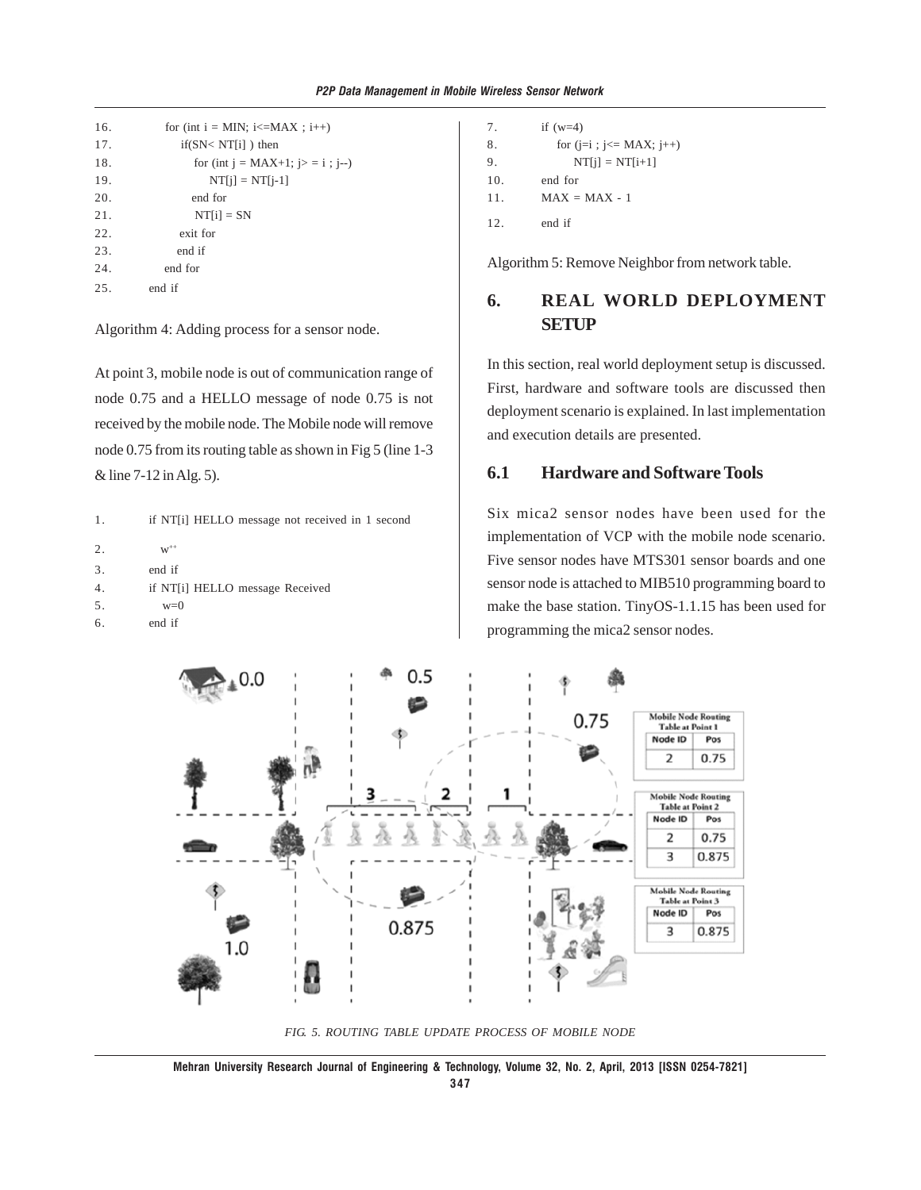```
16.        for (int i = MIN; i<=MAX ; i++)
17.            if(SN< NT[i] ) then
18.                for (int j = MAX+1; j> = i ; j--)
19.                    NT[j] = NT[j-1]
20.                end for
21.                NT[i] = SN
22.            exit for
23.            end if
24.        end for
25.    end if
```

Algorithm 4: Adding process for a sensor node.

At point 3, mobile node is out of communication range of node 0.75 and a HELLO message of node 0.75 is not received by the mobile node. The Mobile node will remove node 0.75 from its routing table as shown in Fig 5 (line 1-3 & line 7-12 in Alg. 5).

```
1.     if NT[i] HELLO message not received in 1 second
2.         w++
3.     end if
4.     if NT[i] HELLO message Received
5.         w=0
6.     end if
7.     if (w=4)
8.         for (j=i ; j<= MAX; j++)
9.             NT[j] = NT[i+1]
10.    end for
11.    MAX = MAX - 1
12.    end if
```

Algorithm 5: Remove Neighbor from network table.

## 6. REAL WORLD DEPLOYMENT SETUP

In this section, real world deployment setup is discussed. First, hardware and software tools are discussed then deployment scenario is explained. In last implementation and execution details are presented.

### 6.1 Hardware and Software Tools

Six mica2 sensor nodes have been used for the implementation of VCP with the mobile node scenario. Five sensor nodes have MTS301 sensor boards and one sensor node is attached to MIB510 programming board to make the base station. TinyOS-1.1.15 has been used for programming the mica2 sensor nodes.

FIG. 5. ROUTING TABLE UPDATE PROCESS OF MOBILE NODE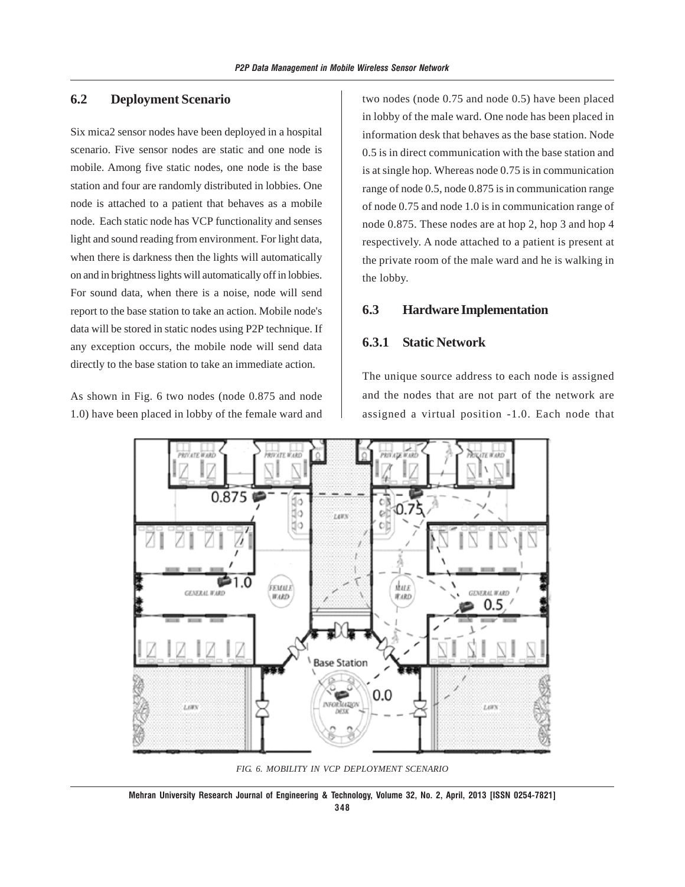## 6.2 Deployment Scenario

Six mica2 sensor nodes have been deployed in a hospital scenario. Five sensor nodes are static and one node is mobile. Among five static nodes, one node is the base station and four are randomly distributed in lobbies. One node is attached to a patient that behaves as a mobile node. Each static node has VCP functionality and senses light and sound reading from environment. For light data, when there is darkness then the lights will automatically on and in brightness lights will automatically off in lobbies. For sound data, when there is a noise, node will send report to the base station to take an action. Mobile node's data will be stored in static nodes using P2P technique. If any exception occurs, the mobile node will send data directly to the base station to take an immediate action.

As shown in Fig. 6 two nodes (node 0.875 and node 1.0) have been placed in lobby of the female ward and two nodes (node 0.75 and node 0.5) have been placed in lobby of the male ward. One node has been placed in information desk that behaves as the base station. Node 0.5 is in direct communication with the base station and is at single hop. Whereas node 0.75 is in communication range of node 0.5, node 0.875 is in communication range of node 0.75 and node 1.0 is in communication range of node 0.875. These nodes are at hop 2, hop 3 and hop 4 respectively. A node attached to a patient is present at the private room of the male ward and he is walking in the lobby.

## 6.3 Hardware Implementation

### 6.3.1 Static Network

The unique source address to each node is assigned and the nodes that are not part of the network are assigned a virtual position -1.0. Each node that

*FIG. 6. MOBILITY IN VCP DEPLOYMENT SCENARIO*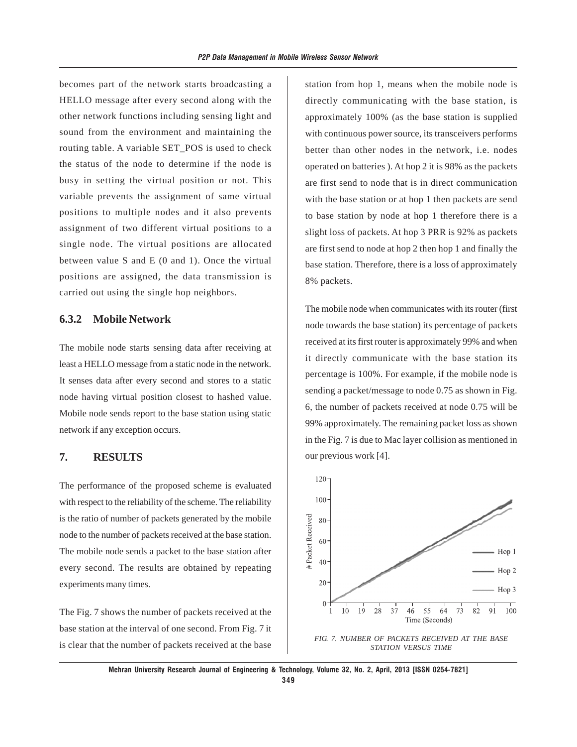becomes part of the network starts broadcasting a HELLO message after every second along with the other network functions including sensing light and sound from the environment and maintaining the routing table. A variable SET_POS is used to check the status of the node to determine if the node is busy in setting the virtual position or not. This variable prevents the assignment of same virtual positions to multiple nodes and it also prevents assignment of two different virtual positions to a single node. The virtual positions are allocated between value S and E (0 and 1). Once the virtual positions are assigned, the data transmission is carried out using the single hop neighbors.

### 6.3.2 Mobile Network

The mobile node starts sensing data after receiving at least a HELLO message from a static node in the network. It senses data after every second and stores to a static node having virtual position closest to hashed value. Mobile node sends report to the base station using static network if any exception occurs.

## 7. RESULTS

The performance of the proposed scheme is evaluated with respect to the reliability of the scheme. The reliability is the ratio of number of packets generated by the mobile node to the number of packets received at the base station. The mobile node sends a packet to the base station after every second. The results are obtained by repeating experiments many times.

The Fig. 7 shows the number of packets received at the base station at the interval of one second. From Fig. 7 it is clear that the number of packets received at the base station from hop 1, means when the mobile node is directly communicating with the base station, is approximately 100% (as the base station is supplied with continuous power source, its transceivers performs better than other nodes in the network, i.e. nodes operated on batteries ). At hop 2 it is 98% as the packets are first send to node that is in direct communication with the base station or at hop 1 then packets are send to base station by node at hop 1 therefore there is a slight loss of packets. At hop 3 PRR is 92% as packets are first send to node at hop 2 then hop 1 and finally the base station. Therefore, there is a loss of approximately 8% packets.

The mobile node when communicates with its router (first node towards the base station) its percentage of packets received at its first router is approximately 99% and when it directly communicate with the base station its percentage is 100%. For example, if the mobile node is sending a packet/message to node 0.75 as shown in Fig. 6, the number of packets received at node 0.75 will be 99% approximately. The remaining packet loss as shown in the Fig. 7 is due to Mac layer collision as mentioned in our previous work [4].

*FIG. 7. NUMBER OF PACKETS RECEIVED AT THE BASE STATION VERSUS TIME*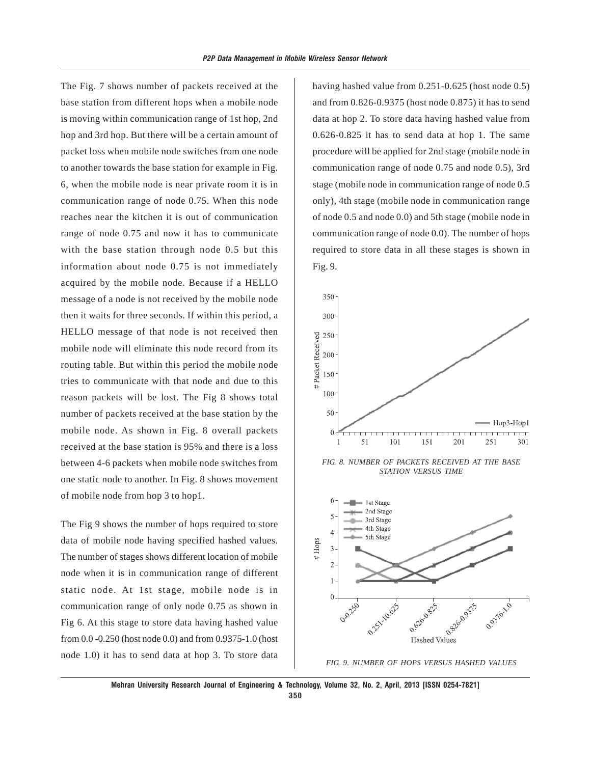The Fig. 7 shows number of packets received at the base station from different hops when a mobile node is moving within communication range of 1st hop, 2nd hop and 3rd hop. But there will be a certain amount of packet loss when mobile node switches from one node to another towards the base station for example in Fig. 6, when the mobile node is near private room it is in communication range of node 0.75. When this node reaches near the kitchen it is out of communication range of node 0.75 and now it has to communicate with the base station through node 0.5 but this information about node 0.75 is not immediately acquired by the mobile node. Because if a HELLO message of a node is not received by the mobile node then it waits for three seconds. If within this period, a HELLO message of that node is not received then mobile node will eliminate this node record from its routing table. But within this period the mobile node tries to communicate with that node and due to this reason packets will be lost. The Fig 8 shows total number of packets received at the base station by the mobile node. As shown in Fig. 8 overall packets received at the base station is 95% and there is a loss between 4-6 packets when mobile node switches from one static node to another. In Fig. 8 shows movement of mobile node from hop 3 to hop1.

The Fig 9 shows the number of hops required to store data of mobile node having specified hashed values. The number of stages shows different location of mobile node when it is in communication range of different static node. At 1st stage, mobile node is in communication range of only node 0.75 as shown in Fig 6. At this stage to store data having hashed value from 0.0 -0.250 (host node 0.0) and from 0.9375-1.0 (host node 1.0) it has to send data at hop 3. To store data having hashed value from 0.251-0.625 (host node 0.5) and from 0.826-0.9375 (host node 0.875) it has to send data at hop 2. To store data having hashed value from 0.626-0.825 it has to send data at hop 1. The same procedure will be applied for 2nd stage (mobile node in communication range of node 0.75 and node 0.5), 3rd stage (mobile node in communication range of node 0.5 only), 4th stage (mobile node in communication range of node 0.5 and node 0.0) and 5th stage (mobile node in communication range of node 0.0). The number of hops required to store data in all these stages is shown in Fig. 9.

*FIG. 8. NUMBER OF PACKETS RECEIVED AT THE BASE STATION VERSUS TIME*

*FIG. 9. NUMBER OF HOPS VERSUS HASHED VALUES*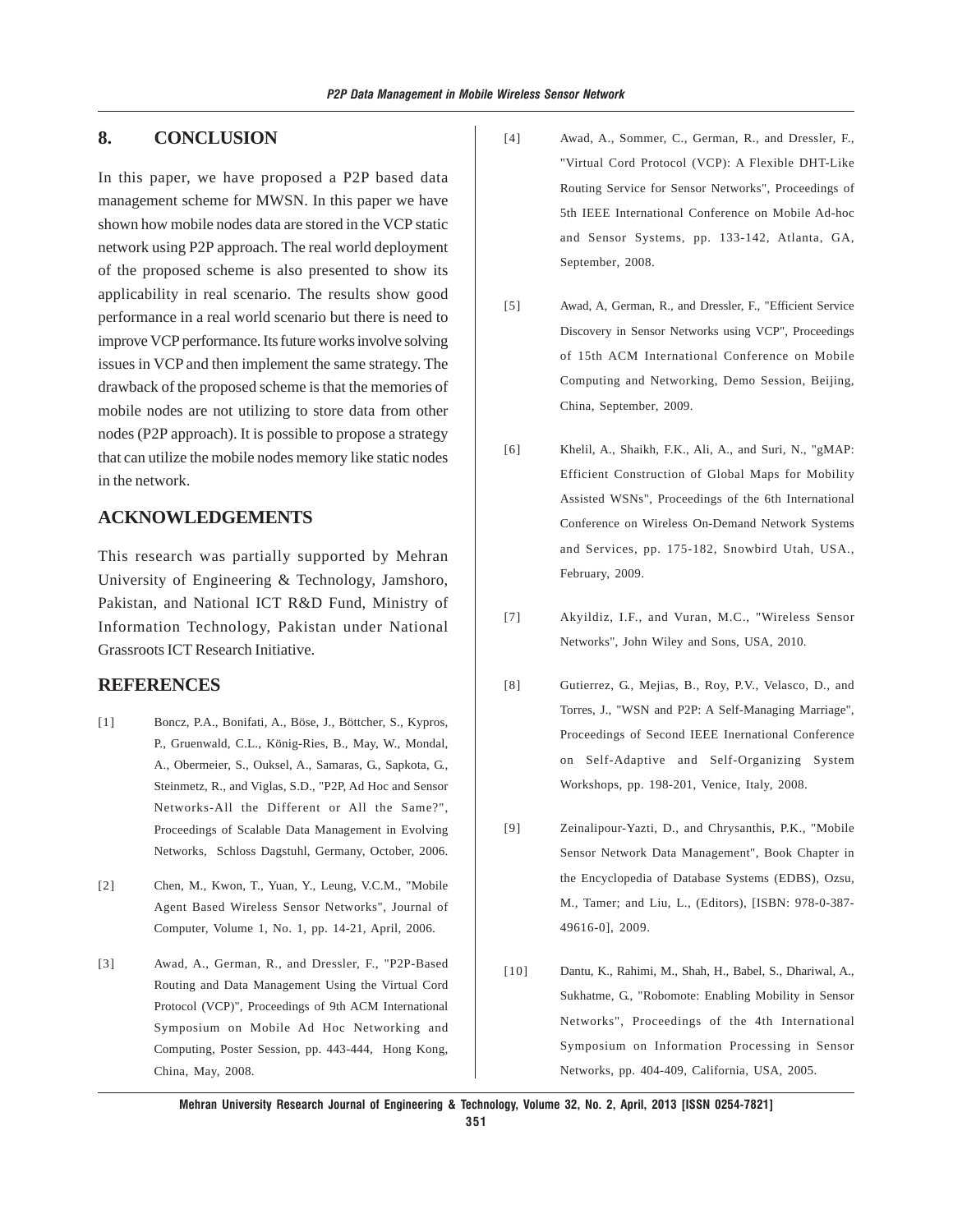## 8. CONCLUSION

In this paper, we have proposed a P2P based data management scheme for MWSN. In this paper we have shown how mobile nodes data are stored in the VCP static network using P2P approach. The real world deployment of the proposed scheme is also presented to show its applicability in real scenario. The results show good performance in a real world scenario but there is need to improve VCP performance. Its future works involve solving issues in VCP and then implement the same strategy. The drawback of the proposed scheme is that the memories of mobile nodes are not utilizing to store data from other nodes (P2P approach). It is possible to propose a strategy that can utilize the mobile nodes memory like static nodes in the network.

## ACKNOWLEDGEMENTS

This research was partially supported by Mehran University of Engineering & Technology, Jamshoro, Pakistan, and National ICT R&D Fund, Ministry of Information Technology, Pakistan under National Grassroots ICT Research Initiative.

## REFERENCES

[1] Boncz, P.A., Bonifati, A., Böse, J., Böttcher, S., Kypros, P., Gruenwald, C.L., König-Ries, B., May, W., Mondal, A., Obermeier, S., Ouksel, A., Samaras, G., Sapkota, G., Steinmetz, R., and Viglas, S.D., "P2P, Ad Hoc and Sensor Networks-All the Different or All the Same?", Proceedings of Scalable Data Management in Evolving Networks, Schloss Dagstuhl, Germany, October, 2006.

[2] Chen, M., Kwon, T., Yuan, Y., Leung, V.C.M., "Mobile Agent Based Wireless Sensor Networks", Journal of Computer, Volume 1, No. 1, pp. 14-21, April, 2006.

[3] Awad, A., German, R., and Dressler, F., "P2P-Based Routing and Data Management Using the Virtual Cord Protocol (VCP)", Proceedings of 9th ACM International Symposium on Mobile Ad Hoc Networking and Computing, Poster Session, pp. 443-444, Hong Kong, China, May, 2008.

[4] Awad, A., Sommer, C., German, R., and Dressler, F., "Virtual Cord Protocol (VCP): A Flexible DHT-Like Routing Service for Sensor Networks", Proceedings of 5th IEEE International Conference on Mobile Ad-hoc and Sensor Systems, pp. 133-142, Atlanta, GA, September, 2008.

[5] Awad, A, German, R., and Dressler, F., "Efficient Service Discovery in Sensor Networks using VCP", Proceedings of 15th ACM International Conference on Mobile Computing and Networking, Demo Session, Beijing, China, September, 2009.

[6] Khelil, A., Shaikh, F.K., Ali, A., and Suri, N., "gMAP: Efficient Construction of Global Maps for Mobility Assisted WSNs", Proceedings of the 6th International Conference on Wireless On-Demand Network Systems and Services, pp. 175-182, Snowbird Utah, USA., February, 2009.

[7] Akyildiz, I.F., and Vuran, M.C., "Wireless Sensor Networks", John Wiley and Sons, USA, 2010.

[8] Gutierrez, G., Mejias, B., Roy, P.V., Velasco, D., and Torres, J., "WSN and P2P: A Self-Managing Marriage", Proceedings of Second IEEE Inernational Conference on Self-Adaptive and Self-Organizing System Workshops, pp. 198-201, Venice, Italy, 2008.

[9] Zeinalipour-Yazti, D., and Chrysanthis, P.K., "Mobile Sensor Network Data Management", Book Chapter in the Encyclopedia of Database Systems (EDBS), Ozsu, M., Tamer; and Liu, L., (Editors), [ISBN: 978-0-387-49616-0], 2009.

[10] Dantu, K., Rahimi, M., Shah, H., Babel, S., Dhariwal, A., Sukhatme, G., "Robomote: Enabling Mobility in Sensor Networks", Proceedings of the 4th International Symposium on Information Processing in Sensor Networks, pp. 404-409, California, USA, 2005.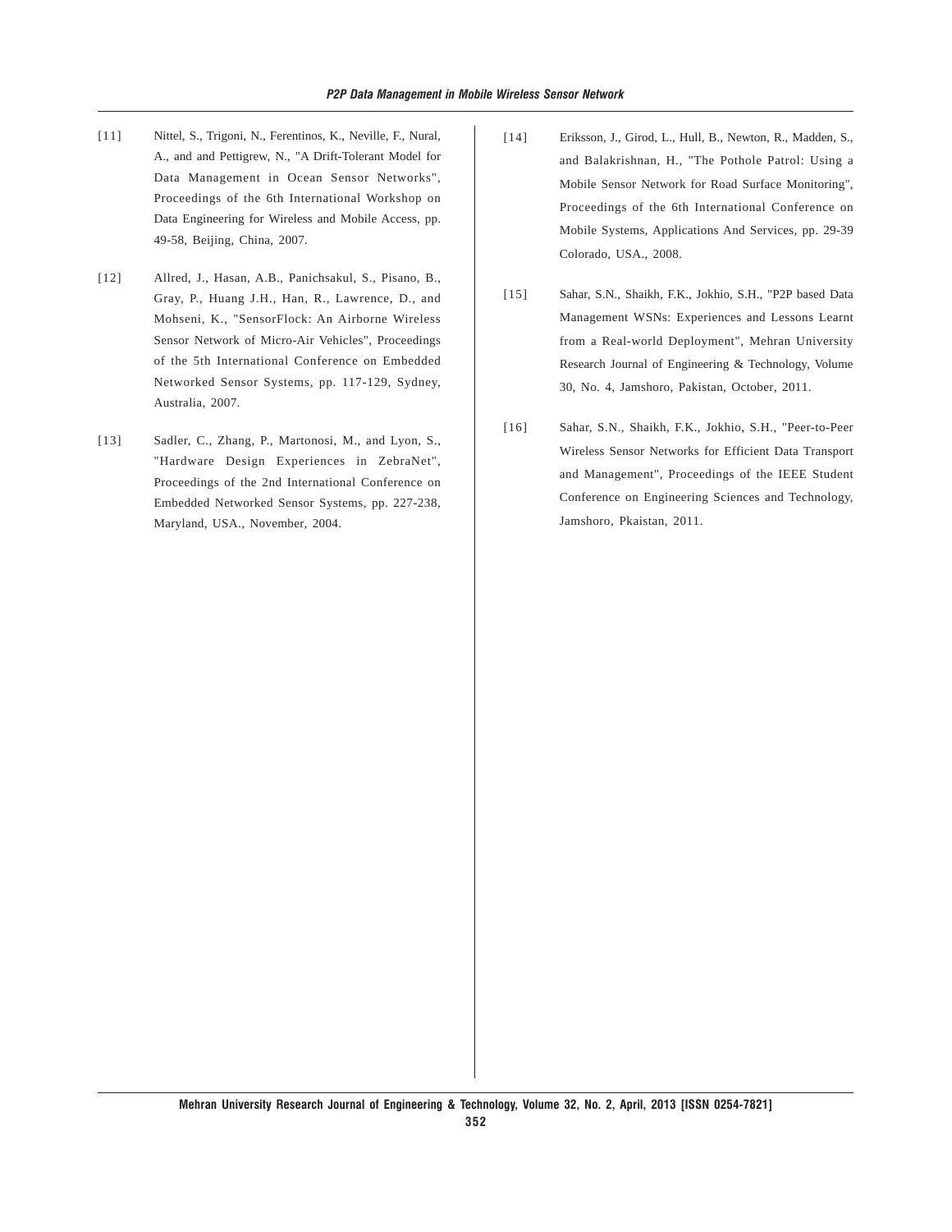[11] Nittel, S., Trigoni, N., Ferentinos, K., Neville, F., Nural, A., and and Pettigrew, N., "A Drift-Tolerant Model for Data Management in Ocean Sensor Networks", Proceedings of the 6th International Workshop on Data Engineering for Wireless and Mobile Access, pp. 49-58, Beijing, China, 2007.

[12] Allred, J., Hasan, A.B., Panichsakul, S., Pisano, B., Gray, P., Huang J.H., Han, R., Lawrence, D., and Mohseni, K., "SensorFlock: An Airborne Wireless Sensor Network of Micro-Air Vehicles", Proceedings of the 5th International Conference on Embedded Networked Sensor Systems, pp. 117-129, Sydney, Australia, 2007.

[13] Sadler, C., Zhang, P., Martonosi, M., and Lyon, S., "Hardware Design Experiences in ZebraNet", Proceedings of the 2nd International Conference on Embedded Networked Sensor Systems, pp. 227-238, Maryland, USA., November, 2004.

[14] Eriksson, J., Girod, L., Hull, B., Newton, R., Madden, S., and Balakrishnan, H., "The Pothole Patrol: Using a Mobile Sensor Network for Road Surface Monitoring", Proceedings of the 6th International Conference on Mobile Systems, Applications And Services, pp. 29-39 Colorado, USA., 2008.

[15] Sahar, S.N., Shaikh, F.K., Jokhio, S.H., "P2P based Data Management WSNs: Experiences and Lessons Learnt from a Real-world Deployment", Mehran University Research Journal of Engineering & Technology, Volume 30, No. 4, Jamshoro, Pakistan, October, 2011.

[16] Sahar, S.N., Shaikh, F.K., Jokhio, S.H., "Peer-to-Peer Wireless Sensor Networks for Efficient Data Transport and Management", Proceedings of the IEEE Student Conference on Engineering Sciences and Technology, Jamshoro, Pkaistan, 2011.